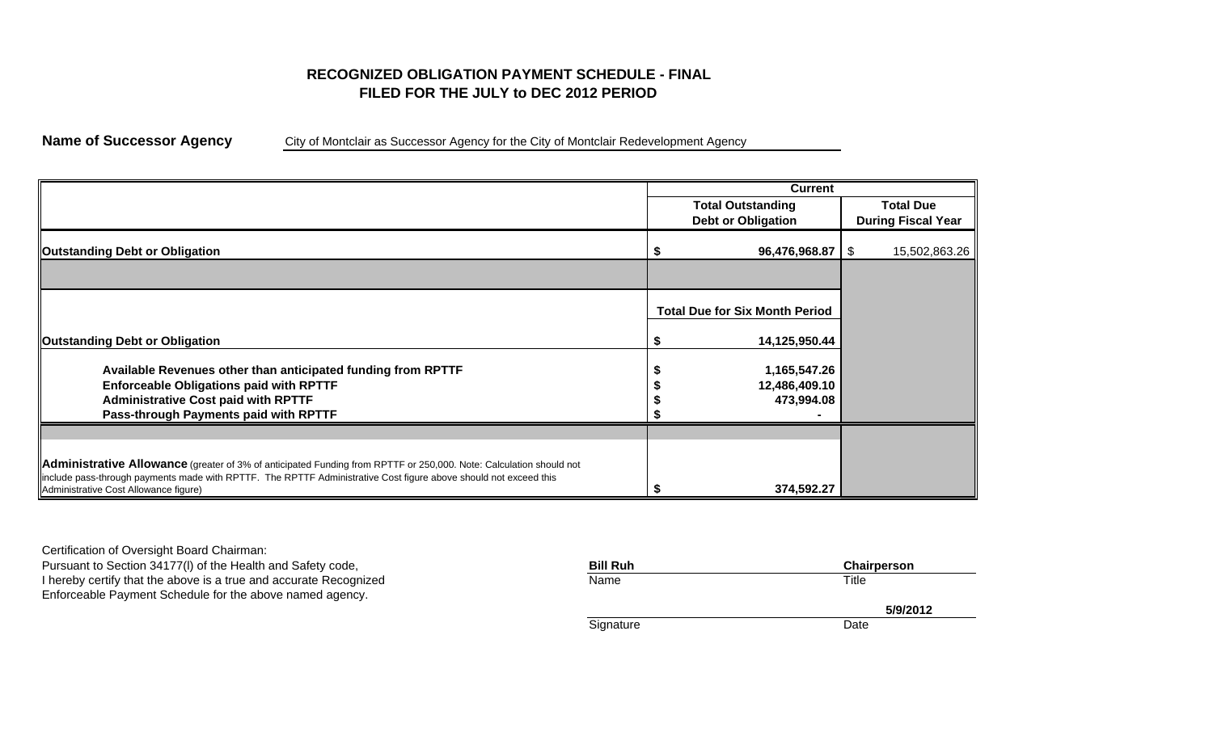# RECOGNIZED OBLIGATION PAYMENT SCHEDULE - FINAL

## FILED FOR THE JULY to DEC 2012 PERIOD

**Name of Successor Agency** City of Montclair as Successor Agency for the City of Montclair Redevelopment Agency

| | Current | |
|---|---|---|
| | **Total Outstanding Debt or Obligation** | **Total Due During Fiscal Year** |
| **Outstanding Debt or Obligation** | $ 96,476,968.87 | $ 15,502,863.26 |
| | | |
| | **Total Due for Six Month Period** | |
| **Outstanding Debt or Obligation** | $ 14,125,950.44 | |
| **Available Revenues other than anticipated funding from RPTTF** | $ 1,165,547.26 | |
| **Enforceable Obligations paid with RPTTF** | $ 12,486,409.10 | |
| **Administrative Cost paid with RPTTF** | $ 473,994.08 | |
| **Pass-through Payments paid with RPTTF** | $ - | |
| | | |
| **Administrative Allowance** (greater of 3% of anticipated Funding from RPTTF or 250,000. Note: Calculation should not include pass-through payments made with RPTTF. The RPTTF Administrative Cost figure above should not exceed this Administrative Cost Allowance figure) | $ 374,592.27 | |

Certification of Oversight Board Chairman:
Pursuant to Section 34177(l) of the Health and Safety code,
I hereby certify that the above is a true and accurate Recognized
Enforceable Payment Schedule for the above named agency.

| **Bill Ruh** | **Chairperson** |
|---|---|
| Name | Title |
| | **5/9/2012** |
| Signature | Date |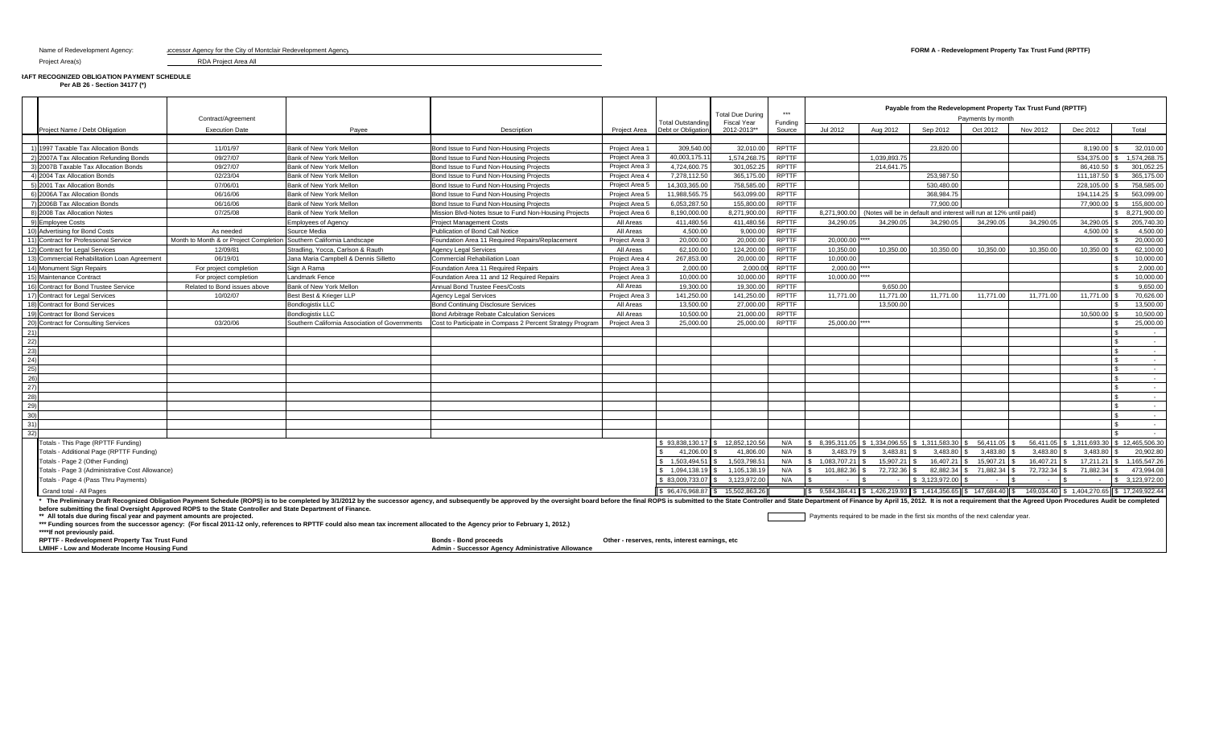Name of Redevelopment Agency: uccessor Agency for the City of Montclair Redevelopment Agency

Project Area(s) RDA Project Area All

**FORM A - Redevelopment Property Tax Trust Fund (RPTTF)**

**RAFT RECOGNIZED OBLIGATION PAYMENT SCHEDULE**

**Per AB 26 - Section 34177 (*)**

| | Project Name / Debt Obligation | Contract/Agreement Execution Date | Payee | Description | Project Area | Total Outstanding Debt or Obligation | Total Due During Fiscal Year 2012-2013** | *** Funding Source | Payable from the Redevelopment Property Tax Trust Fund (RPTTF) Payments by month Jul 2012 | Aug 2012 | Sep 2012 | Oct 2012 | Nov 2012 | Dec 2012 | Total |
|---|---|---|---|---|---|---|---|---|---|---|---|---|---|---|---|
| 1) | 1997 Taxable Tax Allocation Bonds | 11/01/97 | Bank of New York Mellon | Bond Issue to Fund Non-Housing Projects | Project Area 1 | 309,540.00 | 32,010.00 | RPTTF | | | 23,820.00 | | | 8,190.00 | $ 32,010.00 |
| 2) | 2007A Tax Allocation Refunding Bonds | 09/27/07 | Bank of New York Mellon | Bond Issue to Fund Non-Housing Projects | Project Area 3 | 40,003,175.11 | 1,574,268.75 | RPTTF | | 1,039,893.75 | | | | 534,375.00 | $ 1,574,268.75 |
| 3) | 2007B Taxable Tax Allocation Bonds | 09/27/07 | Bank of New York Mellon | Bond Issue to Fund Non-Housing Projects | Project Area 3 | 4,724,600.75 | 301,052.25 | RPTTF | | 214,641.75 | | | | 86,410.50 | $ 301,052.25 |
| 4) | 2004 Tax Allocation Bonds | 02/23/04 | Bank of New York Mellon | Bond Issue to Fund Non-Housing Projects | Project Area 4 | 7,278,112.50 | 365,175.00 | RPTTF | | | 253,987.50 | | | 111,187.50 | $ 365,175.00 |
| 5) | 2001 Tax Allocation Bonds | 07/06/01 | Bank of New York Mellon | Bond Issue to Fund Non-Housing Projects | Project Area 5 | 14,303,365.00 | 758,585.00 | RPTTF | | | 530,480.00 | | | 228,105.00 | $ 758,585.00 |
| 6) | 2006A Tax Allocation Bonds | 06/16/06 | Bank of New York Mellon | Bond Issue to Fund Non-Housing Projects | Project Area 5 | 11,988,565.75 | 563,099.00 | RPTTF | | | 368,984.75 | | | 194,114.25 | $ 563,099.00 |
| 7) | 2006B Tax Allocation Bonds | 06/16/06 | Bank of New York Mellon | Bond Issue to Fund Non-Housing Projects | Project Area 5 | 6,053,287.50 | 155,800.00 | RPTTF | | | 77,900.00 | | | 77,900.00 | $ 155,800.00 |
| 8) | 2008 Tax Allocation Notes | 07/25/08 | Bank of New York Mellon | Mission Blvd-Notes Issue to Fund Non-Housing Projects | Project Area 6 | 8,190,000.00 | 8,271,900.00 | RPTTF | 8,271,900.00 | (Notes will be in default and interest will run at 12% until paid) | | | | | $ 8,271,900.00 |
| 9) | Employee Costs | | Employees of Agency | Project Management Costs | All Areas | 411,480.56 | 411,480.56 | RPTTF | 34,290.05 | 34,290.05 | 34,290.05 | 34,290.05 | 34,290.05 | 34,290.05 | $ 205,740.30 |
| 10) | Advertising for Bond Costs | As needed | Source Media | Publication of Bond Call Notice | All Areas | 4,500.00 | 9,000.00 | RPTTF | | | | | | 4,500.00 | $ 4,500.00 |
| 11) | Contract for Professional Service | Month to Month & or Project Completion | Southern California Landscape | Foundation Area 11 Required Repairs/Replacement | Project Area 3 | 20,000.00 | 20,000.00 | RPTTF | 20,000.00 **** | | | | | | $ 20,000.00 |
| 12) | Contract for Legal Services | 12/09/81 | Stradling, Yocca, Carlson & Rauth | Agency Legal Services | All Areas | 62,100.00 | 124,200.00 | RPTTF | 10,350.00 | 10,350.00 | 10,350.00 | 10,350.00 | 10,350.00 | 10,350.00 | $ 62,100.00 |
| 13) | Commercial Rehabilitation Loan Agreement | 06/19/01 | Jana Maria Campbell & Dennis Silletto | Commercial Rehabilitation Loan | Project Area 4 | 267,853.00 | 20,000.00 | RPTTF | 10,000.00 | | | | | | $ 10,000.00 |
| 14) | Monument Sign Repairs | For project completion | Sign A Rama | Foundation Area 11 Required Repairs | Project Area 3 | 2,000.00 | 2,000.00 | RPTTF | 2,000.00 **** | | | | | | $ 2,000.00 |
| 15) | Maintenance Contract | For project completion | Landmark Fence | Foundation Area 11 and 12 Required Repairs | Project Area 3 | 10,000.00 | 10,000.00 | RPTTF | 10,000.00 **** | | | | | | $ 10,000.00 |
| 16) | Contract for Bond Trustee Service | Related to Bond issues above | Bank of New York Mellon | Annual Bond Trustee Fees/Costs | All Areas | 19,300.00 | 19,300.00 | RPTTF | | 9,650.00 | | | | | $ 9,650.00 |
| 17) | Contract for Legal Services | 10/02/07 | Best Best & Krieger LLP | Agency Legal Services | Project Area 3 | 141,250.00 | 141,250.00 | RPTTF | 11,771.00 | 11,771.00 | 11,771.00 | 11,771.00 | 11,771.00 | 11,771.00 | $ 70,626.00 |
| 18) | Contract for Bond Services | | Bondlogistix LLC | Bond Continuing Disclosure Services | All Areas | 13,500.00 | 27,000.00 | RPTTF | | 13,500.00 | | | | | $ 13,500.00 |
| 19) | Contract for Bond Services | | Bondlogistix LLC | Bond Arbitrage Rebate Calculation Services | All Areas | 10,500.00 | 21,000.00 | RPTTF | | | | | | 10,500.00 | $ 10,500.00 |
| 20) | Contract for Consulting Services | 03/20/06 | Southern California Association of Governments | Cost to Participate in Compass 2 Percent Strategy Program | Project Area 3 | 25,000.00 | 25,000.00 | RPTTF | 25,000.00 **** | | | | | | $ 25,000.00 |
| 21) | | | | | | | | | | | | | | | $ - |
| 22) | | | | | | | | | | | | | | | $ - |
| 23) | | | | | | | | | | | | | | | $ - |
| 24) | | | | | | | | | | | | | | | $ - |
| 25) | | | | | | | | | | | | | | | $ - |
| 26) | | | | | | | | | | | | | | | $ - |
| 27) | | | | | | | | | | | | | | | $ - |
| 28) | | | | | | | | | | | | | | | $ - |
| 29) | | | | | | | | | | | | | | | $ - |
| 30) | | | | | | | | | | | | | | | $ - |
| 31) | | | | | | | | | | | | | | | $ - |
| 32) | | | | | | | | | | | | | | | $ - |
| | Totals - This Page (RPTTF Funding) | | | | | $ 93,838,130.17 | $ 12,852,120.56 | N/A | $ 8,395,311.05 | $ 1,334,096.55 | $ 1,311,583.30 | $ 56,411.05 | $ 56,411.05 | $ 1,311,693.30 | $ 12,465,506.30 |
| | Totals - Additional Page (RPTTF Funding) | | | | | $ 41,206.00 | $ 41,806.00 | N/A | $ 3,483.79 | $ 3,483.81 | $ 3,483.80 | $ 3,483.80 | $ 3,483.80 | $ 3,483.80 | $ 20,902.80 |
| | Totals - Page 2 (Other Funding) | | | | | $ 1,503,494.51 | $ 1,503,798.51 | N/A | $ 1,083,707.21 | $ 15,907.21 | $ 16,407.21 | $ 15,907.21 | $ 16,407.21 | $ 17,211.21 | $ 1,165,547.26 |
| | Totals - Page 3 (Administrative Cost Allowance) | | | | | $ 1,094,138.19 | $ 1,105,138.19 | N/A | $ 101,882.36 | $ 72,732.36 | $ 82,882.34 | $ 71,882.34 | $ 72,732.34 | $ 71,882.34 | $ 473,994.08 |
| | Totals - Page 4 (Pass Thru Payments) | | | | | $ 83,009,733.07 | $ 3,123,972.00 | N/A | $ - | $ - | $ 3,123,972.00 | $ - | $ - | $ - | $ 3,123,972.00 |
| | Grand total - All Pages | | | | | $ 96,476,968.87 | $ 15,502,863.26 | | $ 9,584,384.41 | $ 1,426,219.93 | $ 1,414,356.65 | $ 147,684.40 | $ 149,034.40 | $ 1,404,270.65 | $ 17,249,922.44 |

\* The Preliminary Draft Recognized Obligation Payment Schedule (ROPS) is to be completed by 3/1/2012 by the successor agency, and subsequently be approved by the oversight board before the final ROPS is submitted to the State Controller and State Department of Finance by April 15, 2012. It is not a requirement that the Agreed Upon Procedures Audit be completed before submitting the final Oversight Approved ROPS to the State Controller and State Department of Finance.

\*\* All totals due during fiscal year and payment amounts are projected.

\*\*\* Funding sources from the successor agency: (For fiscal 2011-12 only, references to RPTTF could also mean tax increment allocated to the Agency prior to February 1, 2012.)

\*\*\*\*If not previously paid.

Payments required to be made in the first six months of the next calendar year.

RPTTF - Redevelopment Property Tax Trust Fund | Bonds - Bond proceeds | Other - reserves, rents, interest earnings, etc

LMIHF - Low and Moderate Income Housing Fund | Admin - Successor Agency Administrative Allowance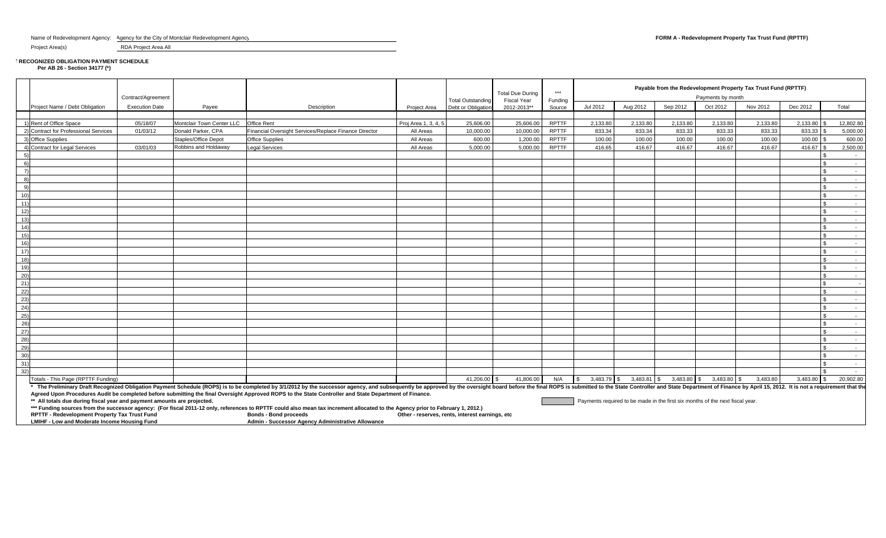Name of Redevelopment Agency: Agency for the City of Montclair Redevelopment Agency

Project Area(s) RDA Project Area All

**FORM A - Redevelopment Property Tax Trust Fund (RPTTF)**

**RECOGNIZED OBLIGATION PAYMENT SCHEDULE**
**Per AB 26 - Section 34177 (*)**

| | Project Name / Debt Obligation | Contract/Agreement Execution Date | Payee | Description | Project Area | Total Outstanding Debt or Obligation | Total Due During Fiscal Year 2012-2013** | *** Funding Source | Payable from the Redevelopment Property Tax Trust Fund (RPTTF) Payments by month Jul 2012 | Aug 2012 | Sep 2012 | Oct 2012 | Nov 2012 | Dec 2012 | Total |
|---|---|---|---|---|---|---|---|---|---|---|---|---|---|---|---|
| 1) | Rent of Office Space | 05/18/07 | Montclair Town Center LLC | Office Rent | Proj Area 1, 3, 4, 5 | 25,606.00 | 25,606.00 | RPTTF | 2,133.80 | 2,133.80 | 2,133.80 | 2,133.80 | 2,133.80 | 2,133.80 | $ 12,802.80 |
| 2) | Contract for Professional Services | 01/03/12 | Donald Parker, CPA | Financial Oversight Services/Replace Finance Director | All Areas | 10,000.00 | 10,000.00 | RPTTF | 833.34 | 833.34 | 833.33 | 833.33 | 833.33 | 833.33 | $ 5,000.00 |
| 3) | Office Supplies | | Staples/Office Depot | Office Supplies | All Areas | 600.00 | 1,200.00 | RPTTF | 100.00 | 100.00 | 100.00 | 100.00 | 100.00 | 100.00 | $ 600.00 |
| 4) | Contract for Legal Services | 03/01/03 | Robbins and Holdaway | Legal Services | All Areas | 5,000.00 | 5,000.00 | RPTTF | 416.65 | 416.67 | 416.67 | 416.67 | 416.67 | 416.67 | $ 2,500.00 |
| 5) | | | | | | | | | | | | | | | $ - |
| 6) | | | | | | | | | | | | | | | $ - |
| 7) | | | | | | | | | | | | | | | $ - |
| 8) | | | | | | | | | | | | | | | $ - |
| 9) | | | | | | | | | | | | | | | $ - |
| 10) | | | | | | | | | | | | | | | $ - |
| 11) | | | | | | | | | | | | | | | $ - |
| 12) | | | | | | | | | | | | | | | $ - |
| 13) | | | | | | | | | | | | | | | $ - |
| 14) | | | | | | | | | | | | | | | $ - |
| 15) | | | | | | | | | | | | | | | $ - |
| 16) | | | | | | | | | | | | | | | $ - |
| 17) | | | | | | | | | | | | | | | $ - |
| 18) | | | | | | | | | | | | | | | $ - |
| 19) | | | | | | | | | | | | | | | $ - |
| 20) | | | | | | | | | | | | | | | $ - |
| 21) | | | | | | | | | | | | | | | $ - |
| 22) | | | | | | | | | | | | | | | $ - |
| 23) | | | | | | | | | | | | | | | $ - |
| 24) | | | | | | | | | | | | | | | $ - |
| 25) | | | | | | | | | | | | | | | $ - |
| 26) | | | | | | | | | | | | | | | $ - |
| 27) | | | | | | | | | | | | | | | $ - |
| 28) | | | | | | | | | | | | | | | $ - |
| 29) | | | | | | | | | | | | | | | $ - |
| 30) | | | | | | | | | | | | | | | $ - |
| 31) | | | | | | | | | | | | | | | $ - |
| 32) | | | | | | | | | | | | | | | $ - |
| | Totals - This Page (RPTTF Funding) | | | | | 41,206.00 | $ 41,806.00 | N/A | $ 3,483.79 | $ 3,483.81 | $ 3,483.80 | $ 3,483.80 | $ 3,483.80 | 3,483.80 | $ 20,902.80 |

**\* The Preliminary Draft Recognized Obligation Payment Schedule (ROPS) is to be completed by 3/1/2012 by the successor agency, and subsequently be approved by the oversight board before the final ROPS is submitted to the State Controller and State Department of Finance by April 15, 2012. It is not a requirement that the Agreed Upon Procedures Audit be completed before submitting the final Oversight Approved ROPS to the State Controller and State Department of Finance.**

**\*\* All totals due during fiscal year and payment amounts are projected.**

Payments required to be made in the first six months of the next fiscal year.

**\*\*\* Funding sources from the successor agency: (For fiscal 2011-12 only, references to RPTTF could also mean tax increment allocated to the Agency prior to February 1, 2012.)**

**RPTTF - Redevelopment Property Tax Trust Fund** | **Bonds - Bond proceeds** | **Other - reserves, rents, interest earnings, etc**

**LMIHF - Low and Moderate Income Housing Fund** | **Admin - Successor Agency Administrative Allowance**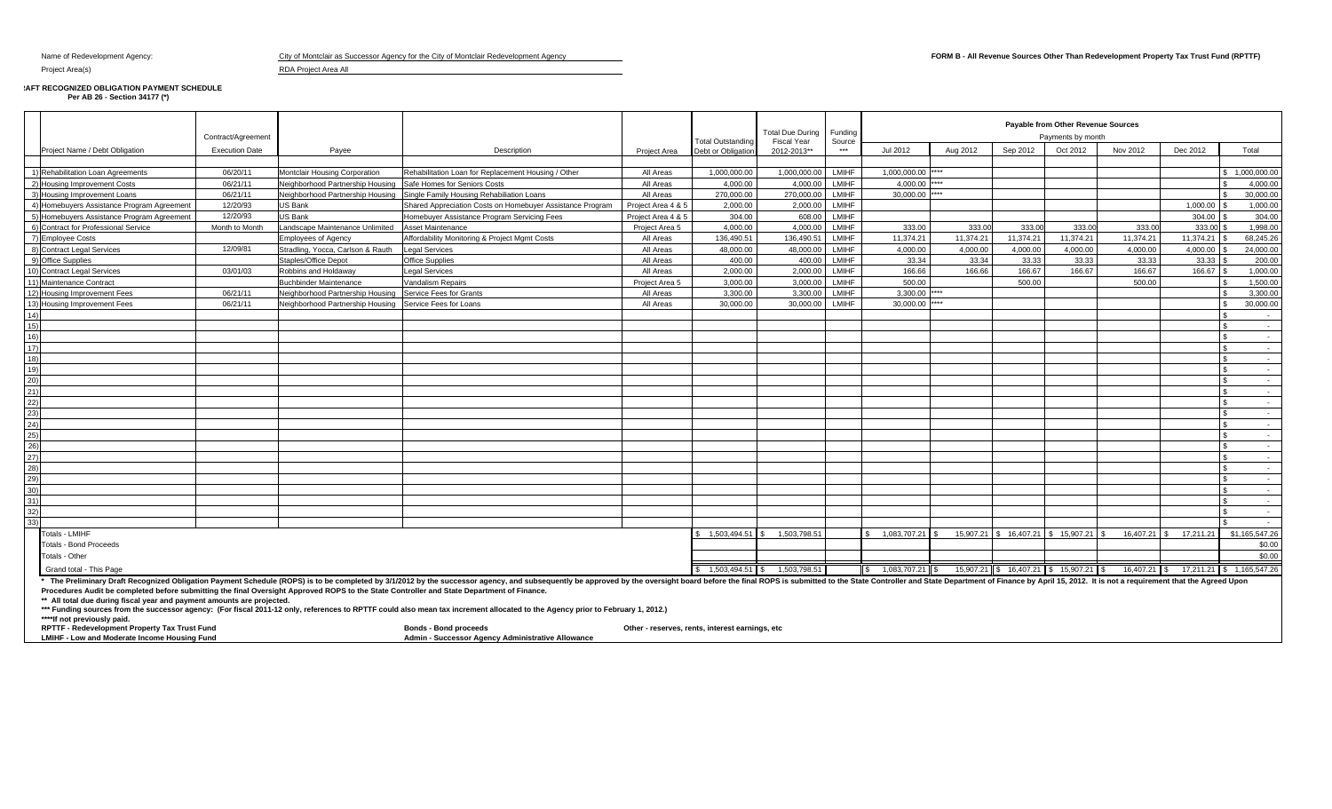Name of Redevelopment Agency: City of Montclair as Successor Agency for the City of Montclair Redevelopment Agency

Project Area(s): RDA Project Area All

**FORM B - All Revenue Sources Other Than Redevelopment Property Tax Trust Fund (RPTTF)**

**DRAFT RECOGNIZED OBLIGATION PAYMENT SCHEDULE**
**Per AB 26 - Section 34177 (*)**

| | Project Name / Debt Obligation | Contract/Agreement Execution Date | Payee | Description | Project Area | Total Outstanding Debt or Obligation | Total Due During Fiscal Year 2012-2013** | Funding Source *** | Payable from Other Revenue Sources Payments by month Jul 2012 | Aug 2012 | Sep 2012 | Oct 2012 | Nov 2012 | Dec 2012 | Total |
|---|---|---|---|---|---|---|---|---|---|---|---|---|---|---|---|
| 1) | Rehabilitation Loan Agreements | 06/20/11 | Montclair Housing Corporation | Rehabilitation Loan for Replacement Housing / Other | All Areas | 1,000,000.00 | 1,000,000.00 | LMIHF | 1,000,000.00 **** | | | | | | $ 1,000,000.00 |
| 2) | Housing Improvement Costs | 06/21/11 | Neighborhood Partnership Housing | Safe Homes for Seniors Costs | All Areas | 4,000.00 | 4,000.00 | LMIHF | 4,000.00 **** | | | | | | $ 4,000.00 |
| 3) | Housing Improvement Loans | 06/21/11 | Neighborhood Partnership Housing | Single Family Housing Rehabiliation Loans | All Areas | 270,000.00 | 270,000.00 | LMIHF | 30,000.00 **** | | | | | | $ 30,000.00 |
| 4) | Homebuyers Assistance Program Agreement | 12/20/93 | US Bank | Shared Appreciation Costs on Homebuyer Assistance Program | Project Area 4 & 5 | 2,000.00 | 2,000.00 | LMIHF | | | | | | 1,000.00 | $ 1,000.00 |
| 5) | Homebuyers Assistance Program Agreement | 12/20/93 | US Bank | Homebuyer Assistance Program Servicing Fees | Project Area 4 & 5 | 304.00 | 608.00 | LMIHF | | | | | | 304.00 | $ 304.00 |
| 6) | Contract for Professional Service | Month to Month | Landscape Maintenance Unlimited | Asset Maintenance | Project Area 5 | 4,000.00 | 4,000.00 | LMIHF | 333.00 | 333.00 | 333.00 | 333.00 | 333.00 | 333.00 | $ 1,998.00 |
| 7) | Employee Costs | | Employees of Agency | Affordability Monitoring & Project Mgmt Costs | All Areas | 136,490.51 | 136,490.51 | LMIHF | 11,374.21 | 11,374.21 | 11,374.21 | 11,374.21 | 11,374.21 | 11,374.21 | $ 68,245.26 |
| 8) | Contract Legal Services | 12/09/81 | Stradling, Yocca, Carlson & Rauth | Legal Services | All Areas | 48,000.00 | 48,000.00 | LMIHF | 4,000.00 | 4,000.00 | 4,000.00 | 4,000.00 | 4,000.00 | 4,000.00 | $ 24,000.00 |
| 9) | Office Supplies | | Staples/Office Depot | Office Supplies | All Areas | 400.00 | 400.00 | LMIHF | 33.34 | 33.34 | 33.33 | 33.33 | 33.33 | 33.33 | $ 200.00 |
| 10) | Contract Legal Services | 03/01/03 | Robbins and Holdaway | Legal Services | All Areas | 2,000.00 | 2,000.00 | LMIHF | 166.66 | 166.66 | 166.67 | 166.67 | 166.67 | 166.67 | $ 1,000.00 |
| 11) | Maintenance Contract | | Buchbinder Maintenance | Vandalism Repairs | Project Area 5 | 3,000.00 | 3,000.00 | LMIHF | 500.00 | | 500.00 | | 500.00 | | $ 1,500.00 |
| 12) | Housing Improvement Fees | 06/21/11 | Neighborhood Partnership Housing | Service Fees for Grants | All Areas | 3,300.00 | 3,300.00 | LMIHF | 3,300.00 **** | | | | | | $ 3,300.00 |
| 13) | Housing Improvement Fees | 06/21/11 | Neighborhood Partnership Housing | Service Fees for Loans | All Areas | 30,000.00 | 30,000.00 | LMIHF | 30,000.00 **** | | | | | | $ 30,000.00 |
| 14) | | | | | | | | | | | | | | | $ - |
| 15) | | | | | | | | | | | | | | | $ - |
| 16) | | | | | | | | | | | | | | | $ - |
| 17) | | | | | | | | | | | | | | | $ - |
| 18) | | | | | | | | | | | | | | | $ - |
| 19) | | | | | | | | | | | | | | | $ - |
| 20) | | | | | | | | | | | | | | | $ - |
| 21) | | | | | | | | | | | | | | | $ - |
| 22) | | | | | | | | | | | | | | | $ - |
| 23) | | | | | | | | | | | | | | | $ - |
| 24) | | | | | | | | | | | | | | | $ - |
| 25) | | | | | | | | | | | | | | | $ - |
| 26) | | | | | | | | | | | | | | | $ - |
| 27) | | | | | | | | | | | | | | | $ - |
| 28) | | | | | | | | | | | | | | | $ - |
| 29) | | | | | | | | | | | | | | | $ - |
| 30) | | | | | | | | | | | | | | | $ - |
| 31) | | | | | | | | | | | | | | | $ - |
| 32) | | | | | | | | | | | | | | | $ - |
| 33) | | | | | | | | | | | | | | | $ - |
| | Totals - LMIHF | | | | | $ 1,503,494.51 | $ 1,503,798.51 | | $ 1,083,707.21 | $ 15,907.21 | $ 16,407.21 | $ 15,907.21 | $ 16,407.21 | $ 17,211.21 | $1,165,547.26 |
| | Totals - Bond Proceeds | | | | | | | | | | | | | | $0.00 |
| | Totals - Other | | | | | | | | | | | | | | $0.00 |
| | Grand total - This Page | | | | | $ 1,503,494.51 | $ 1,503,798.51 | | $ 1,083,707.21 | $ 15,907.21 | $ 16,407.21 | $ 15,907.21 | $ 16,407.21 | $ 17,211.21 | $ 1,165,547.26 |

\* The Preliminary Draft Recognized Obligation Payment Schedule (ROPS) is to be completed by 3/1/2012 by the successor agency, and subsequently be approved by the oversight board before the final ROPS is submitted to the State Controller and State Department of Finance by April 15, 2012. It is not a requirement that the Agreed Upon Procedures Audit be completed before submitting the final Oversight Approved ROPS to the State Controller and State Department of Finance.

\*\* All total due during fiscal year and payment amounts are projected.

\*\*\* Funding sources from the successor agency: (For fiscal 2011-12 only, references to RPTTF could also mean tax increment allocated to the Agency prior to February 1, 2012.)

\*\*\*\*If not previously paid.

RPTTF - Redevelopment Property Tax Trust Fund | Bonds - Bond proceeds | Other - reserves, rents, interest earnings, etc

LMIHF - Low and Moderate Income Housing Fund | Admin - Successor Agency Administrative Allowance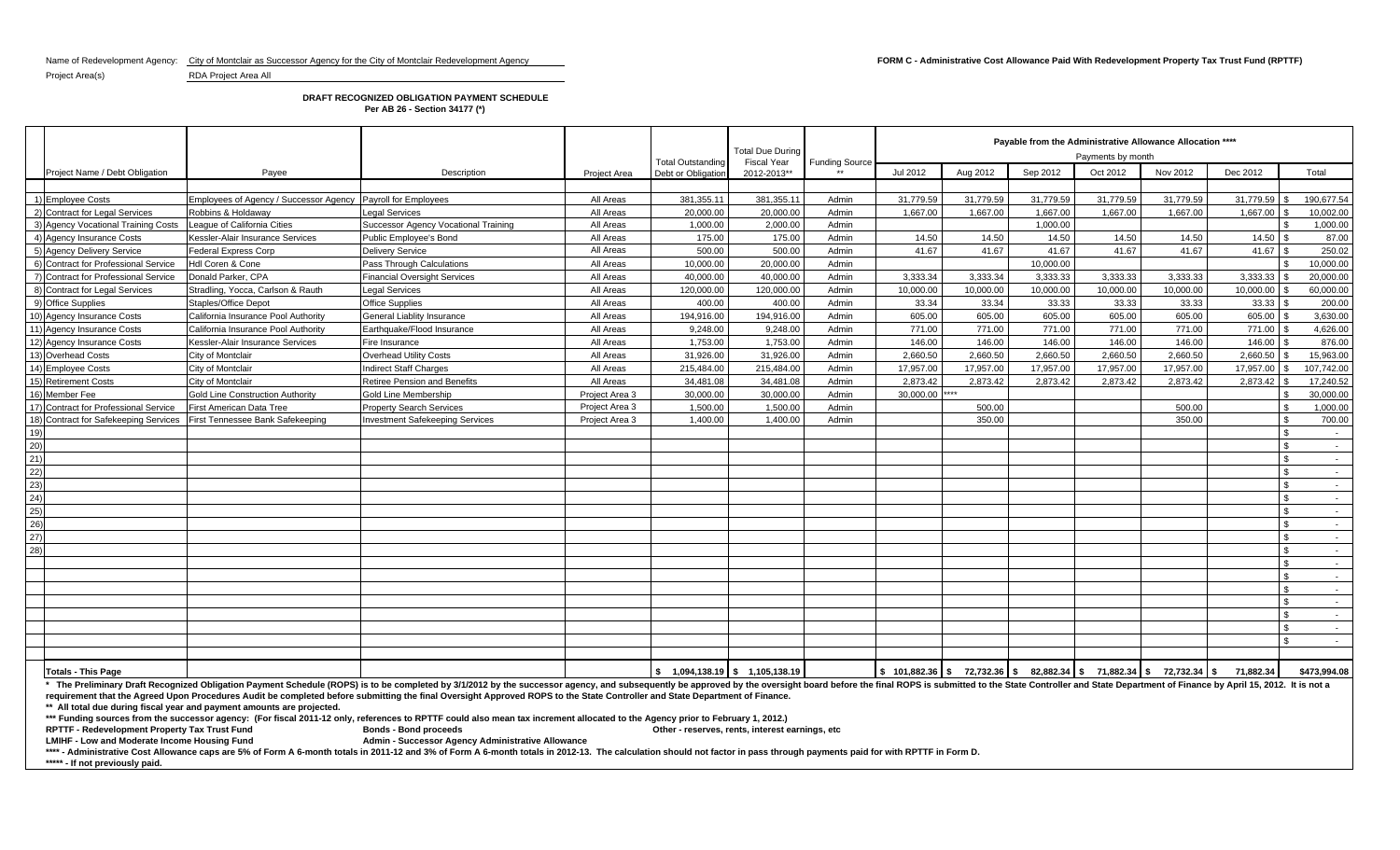Name of Redevelopment Agency: City of Montclair as Successor Agency for the City of Montclair Redevelopment Agency

Project Area(s) RDA Project Area All

**FORM C - Administrative Cost Allowance Paid With Redevelopment Property Tax Trust Fund (RPTTF)**

**DRAFT RECOGNIZED OBLIGATION PAYMENT SCHEDULE**
**Per AB 26 - Section 34177 (*)**

| | Project Name / Debt Obligation | Payee | Description | Project Area | Total Outstanding Debt or Obligation | Total Due During Fiscal Year 2012-2013** | Funding Source ** | Payable from the Administrative Allowance Allocation **** Payments by month Jul 2012 | Aug 2012 | Sep 2012 | Oct 2012 | Nov 2012 | Dec 2012 | Total |
|---|---|---|---|---|---|---|---|---|---|---|---|---|---|---|
| 1) | Employee Costs | Employees of Agency / Successor Agency | Payroll for Employees | All Areas | 381,355.11 | 381,355.11 | Admin | 31,779.59 | 31,779.59 | 31,779.59 | 31,779.59 | 31,779.59 | 31,779.59 | $ 190,677.54 |
| 2) | Contract for Legal Services | Robbins & Holdaway | Legal Services | All Areas | 20,000.00 | 20,000.00 | Admin | 1,667.00 | 1,667.00 | 1,667.00 | 1,667.00 | 1,667.00 | 1,667.00 | $ 10,002.00 |
| 3) | Agency Vocational Training Costs | League of California Cities | Successor Agency Vocational Training | All Areas | 1,000.00 | 2,000.00 | Admin | | | 1,000.00 | | | | $ 1,000.00 |
| 4) | Agency Insurance Costs | Kessler-Alair Insurance Services | Public Employee's Bond | All Areas | 175.00 | 175.00 | Admin | 14.50 | 14.50 | 14.50 | 14.50 | 14.50 | 14.50 | $ 87.00 |
| 5) | Agency Delivery Service | Federal Express Corp | Delivery Service | All Areas | 500.00 | 500.00 | Admin | 41.67 | 41.67 | 41.67 | 41.67 | 41.67 | 41.67 | $ 250.02 |
| 6) | Contract for Professional Service | Hdl Coren & Cone | Pass Through Calculations | All Areas | 10,000.00 | 20,000.00 | Admin | | | 10,000.00 | | | | $ 10,000.00 |
| 7) | Contract for Professional Service | Donald Parker, CPA | Financial Oversight Services | All Areas | 40,000.00 | 40,000.00 | Admin | 3,333.34 | 3,333.34 | 3,333.33 | 3,333.33 | 3,333.33 | 3,333.33 | $ 20,000.00 |
| 8) | Contract for Legal Services | Stradling, Yocca, Carlson & Rauth | Legal Services | All Areas | 120,000.00 | 120,000.00 | Admin | 10,000.00 | 10,000.00 | 10,000.00 | 10,000.00 | 10,000.00 | 10,000.00 | $ 60,000.00 |
| 9) | Office Supplies | Staples/Office Depot | Office Supplies | All Areas | 400.00 | 400.00 | Admin | 33.34 | 33.34 | 33.33 | 33.33 | 33.33 | 33.33 | $ 200.00 |
| 10) | Agency Insurance Costs | California Insurance Pool Authority | General Liablity Insurance | All Areas | 194,916.00 | 194,916.00 | Admin | 605.00 | 605.00 | 605.00 | 605.00 | 605.00 | 605.00 | $ 3,630.00 |
| 11) | Agency Insurance Costs | California Insurance Pool Authority | Earthquake/Flood Insurance | All Areas | 9,248.00 | 9,248.00 | Admin | 771.00 | 771.00 | 771.00 | 771.00 | 771.00 | 771.00 | $ 4,626.00 |
| 12) | Agency Insurance Costs | Kessler-Alair Insurance Services | Fire Insurance | All Areas | 1,753.00 | 1,753.00 | Admin | 146.00 | 146.00 | 146.00 | 146.00 | 146.00 | 146.00 | $ 876.00 |
| 13) | Overhead Costs | City of Montclair | Overhead Utility Costs | All Areas | 31,926.00 | 31,926.00 | Admin | 2,660.50 | 2,660.50 | 2,660.50 | 2,660.50 | 2,660.50 | 2,660.50 | $ 15,963.00 |
| 14) | Employee Costs | City of Montclair | Indirect Staff Charges | All Areas | 215,484.00 | 215,484.00 | Admin | 17,957.00 | 17,957.00 | 17,957.00 | 17,957.00 | 17,957.00 | 17,957.00 | $ 107,742.00 |
| 15) | Retirement Costs | City of Montclair | Retiree Pension and Benefits | All Areas | 34,481.08 | 34,481.08 | Admin | 2,873.42 | 2,873.42 | 2,873.42 | 2,873.42 | 2,873.42 | 2,873.42 | $ 17,240.52 |
| 16) | Member Fee | Gold Line Construction Authority | Gold Line Membership | Project Area 3 | 30,000.00 | 30,000.00 | Admin | 30,000.00 ***** | | | | | | $ 30,000.00 |
| 17) | Contract for Professional Service | First American Data Tree | Property Search Services | Project Area 3 | 1,500.00 | 1,500.00 | Admin | | 500.00 | | | 500.00 | | $ 1,000.00 |
| 18) | Contract for Safekeeping Services | First Tennessee Bank Safekeeping | Investment Safekeeping Services | Project Area 3 | 1,400.00 | 1,400.00 | Admin | | 350.00 | | | 350.00 | | $ 700.00 |
| 19) | | | | | | | | | | | | | | $ - |
| 20) | | | | | | | | | | | | | | $ - |
| 21) | | | | | | | | | | | | | | $ - |
| 22) | | | | | | | | | | | | | | $ - |
| 23) | | | | | | | | | | | | | | $ - |
| 24) | | | | | | | | | | | | | | $ - |
| 25) | | | | | | | | | | | | | | $ - |
| 26) | | | | | | | | | | | | | | $ - |
| 27) | | | | | | | | | | | | | | $ - |
| 28) | | | | | | | | | | | | | | $ - |
| | | | | | | | | | | | | | | $ - |
| | | | | | | | | | | | | | | $ - |
| | | | | | | | | | | | | | | $ - |
| | | | | | | | | | | | | | | $ - |
| | | | | | | | | | | | | | | $ - |
| | | | | | | | | | | | | | | $ - |
| | **Totals - This Page** | | | | $ 1,094,138.19 | $ 1,105,138.19 | | $ 101,882.36 | $ 72,732.36 | $ 82,882.34 | $ 71,882.34 | $ 72,732.34 | $ 71,882.34 | $473,994.08 |

\* The Preliminary Draft Recognized Obligation Payment Schedule (ROPS) is to be completed by 3/1/2012 by the successor agency, and subsequently be approved by the oversight board before the final ROPS is submitted to the State Controller and State Department of Finance by April 15, 2012. It is not a requirement that the Agreed Upon Procedures Audit be completed before submitting the final Oversight Approved ROPS to the State Controller and State Department of Finance.

** All total due during fiscal year and payment amounts are projected.

*** Funding sources from the successor agency: (For fiscal 2011-12 only, references to RPTTF could also mean tax increment allocated to the Agency prior to February 1, 2012.)

**RPTTF - Redevelopment Property Tax Trust Fund** &nbsp;&nbsp; **Bonds - Bond proceeds** &nbsp;&nbsp; **Other - reserves, rents, interest earnings, etc**

**LMIHF - Low and Moderate Income Housing Fund** &nbsp;&nbsp; **Admin - Successor Agency Administrative Allowance**

**** - Administrative Cost Allowance caps are 5% of Form A 6-month totals in 2011-12 and 3% of Form A 6-month totals in 2012-13. The calculation should not factor in pass through payments paid for with RPTTF in Form D.

***** - If not previously paid.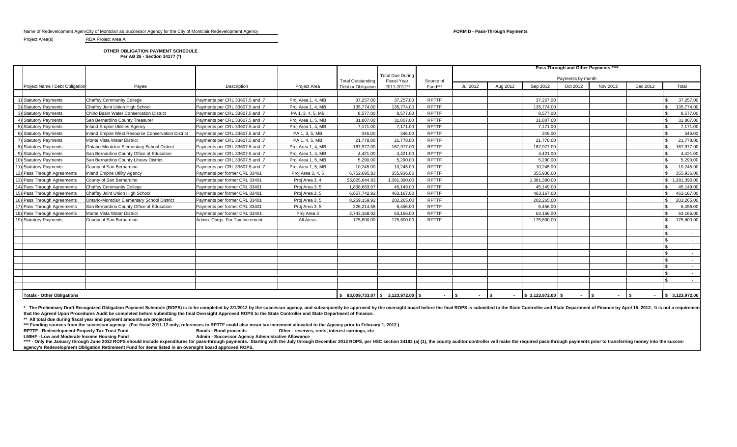Name of Redevelopment Agency: City of Montclair as Successor Agency for the City of Montclair Redevelopment Agency

**FORM D - Pass-Through Payments**

Project Area(s): RDA Project Area All

**OTHER OBLIGATION PAYMENT SCHEDULE**
**Per AB 26 - Section 34177 (*)**

| | | | | | | | Pass Through and Other Payments **** | | | | | | |
|---|---|---|---|---|---|---|---|---|---|---|---|---|---|
| | | | | | | | Payments by month | | | | | | |
| Project Name / Debt Obligation | Payee | Description | Project Area | Total Outstanding Debt or Obligation | Total Due During Fiscal Year 2011-2012** | Source of Fund*** | Jul 2012 | Aug 2012 | Sep 2012 | Oct 2012 | Nov 2012 | Dec 2012 | Total |
| 1) Statutory Payments | Chaffey Community College | Payments per CRL 33607.5 and .7 | Proj Area 1, 4, MB | 37,257.00 | 37,257.00 | RPTTF | | | 37,257.00 | | | | $ 37,257.00 |
| 2) Statutory Payments | Chaffey Joint Union High School | Payments per CRL 33607.5 and .7 | Proj Area 1, 4, MB | 135,774.00 | 135,774.00 | RPTTF | | | 135,774.00 | | | | $ 135,774.00 |
| 3) Statutory Payments | Chino Basin Water Conservation District | Payments per CRL 33607.5 and .7 | PA 1, 3, 4, 5, MB | 8,577.00 | 8,577.00 | RPTTF | | | 8,577.00 | | | | $ 8,577.00 |
| 4) Statutory Payments | San Bernardino County Treasurer | Payments per CRL 33607.5 and .7 | Proj Area 1, 5, MB | 31,807.00 | 31,807.00 | RPTTF | | | 31,807.00 | | | | $ 31,807.00 |
| 5) Statutory Payments | Inland Empire Utilities Agency | Payments per CRL 33607.5 and .7 | Proj Area 1, 4, MB | 7,171.00 | 7,171.00 | RPTTF | | | 7,171.00 | | | | $ 7,171.00 |
| 6) Statutory Payments | Inland Empire West Resource Conservation District | Payments per CRL 33607.5 and .7 | PA 1, 3, 5, MB | 346.00 | 346.00 | RPTTF | | | 346.00 | | | | $ 346.00 |
| 7) Statutory Payments | Monte Vista Water District | Payments per CRL 33607.5 and .7 | PA 1, 4, 5, MB | 21,778.00 | 21,778.00 | RPTTF | | | 21,778.00 | | | | $ 21,778.00 |
| 8) Statutory Payments | Ontario-Montclair Elementary School District | Payments per CRL 33607.5 and .7 | Proj Area 1, 4, MB | 167,977.00 | 167,977.00 | RPTTF | | | 167,977.00 | | | | $ 167,977.00 |
| 9) Statutory Payments | San Bernardino County Office of Education | Payments per CRL 33607.5 and .7 | Proj Area 1, 4, MB | 4,421.00 | 4,421.00 | RPTTF | | | 4,421.00 | | | | $ 4,421.00 |
| 10) Statutory Payments | San Bernardino County Library District | Payments per CRL 33607.5 and .7 | Proj Area 1, 5, MB | 5,290.00 | 5,290.00 | RPTTF | | | 5,290.00 | | | | $ 5,290.00 |
| 11) Statutory Payments | County of San Bernardino | Payments per CRL 33607.5 and .7 | Proj Area 1, 5, MB | 10,245.00 | 10,245.00 | RPTTF | | | 10,245.00 | | | | $ 10,245.00 |
| 12) Pass Through Agreements | Inland Empire Utility Agency | Payments per former CRL 33401 | Proj Area 3, 4, 5 | 6,752,695.83 | 355,936.00 | RPTTF | | | 355,936.00 | | | | $ 355,936.00 |
| 13) Pass Through Agreements | County of San Bernardino | Payments per former CRL 33401 | Proj Area 3, 4 | 55,825,644.83 | 1,381,390.00 | RPTTF | | | 1,381,390.00 | | | | $ 1,381,390.00 |
| 14) Pass Through Agreements | Chaffey Community College | Payments per former CRL 33401 | Proj Area 3, 5 | 1,838,663.97 | 45,149.00 | RPTTF | | | 45,149.00 | | | | $ 45,149.00 |
| 15) Pass Through Agreements | Chaffey Joint Union High School | Payments per former CRL 33401 | Proj Area 3, 5 | 6,657,742.92 | 463,167.00 | RPTTF | | | 463,167.00 | | | | $ 463,167.00 |
| 16) Pass Through Agreements | Ontario-Montclair Elementary School District | Payments per former CRL 33401 | Proj Area 3, 5 | 8,259,159.92 | 202,265.00 | RPTTF | | | 202,265.00 | | | | $ 202,265.00 |
| 17) Pass Through Agreements | San Bernardino County Office of Education | Payments per former CRL 33401 | Proj Area 3, 5 | 326,214.58 | 6,456.00 | RPTTF | | | 6,456.00 | | | | $ 6,456.00 |
| 18) Pass Through Agreements | Monte Vista Water District | Payments per former CRL 33401 | Proj Area 3 | 2,743,168.02 | 63,166.00 | RPTTF | | | 63,166.00 | | | | $ 63,166.00 |
| 19) Statutory Payments | County of San Bernardino | Admin. Chrgs. For Tax Increment | All Areas | 175,800.00 | 175,800.00 | RPTTF | | | 175,800.00 | | | | $ 175,800.00 |
| | | | | | | | | | | | | | $ - |
| | | | | | | | | | | | | | $ - |
| | | | | | | | | | | | | | $ - |
| | | | | | | | | | | | | | $ - |
| | | | | | | | | | | | | | $ - |
| | | | | | | | | | | | | | $ - |
| | | | | | | | | | | | | | $ - |
| | | | | | | | | | | | | | $ - |
| | | | | | | | | | | | | | $ - |
| **Totals - Other Obligations** | | | | **$ 83,009,733.07** | **$ 3,123,972.00** | **$ -** | **$ -** | **$ -** | **$ 3,123,972.00** | **$ -** | **$ -** | **$ -** | **$ 3,123,972.00** |

**\* The Preliminary Draft Recognized Obligation Payment Schedule (ROPS) is to be completed by 3/1/2012 by the successor agency, and subsequently be approved by the oversight board before the final ROPS is submitted to the State Controller and State Department of Finance by April 15, 2012. It is not a requirement that the Agreed Upon Procedures Audit be completed before submitting the final Oversight Approved ROPS to the State Controller and State Department of Finance.**

**\*\* All total due during fiscal year and payment amounts are projected.**

**\*\*\* Funding sources from the successor agency: (For fiscal 2011-12 only, references to RPTTF could also mean tax increment allocated to the Agency prior to February 1, 2012.)**

**RPTTF - Redevelopment Property Tax Trust Fund** **Bonds - Bond proceeds** **Other - reserves, rents, interest earnings, etc**

**LMIHF - Low and Moderate Income Housing Fund** **Admin - Successor Agency Administrative Allowance**

**\*\*\*\* - Only the January through June 2012 ROPS should include expenditures for pass-through payments. Starting with the July through December 2012 ROPS, per HSC section 34183 (a) (1), the county auditor controller will make the required pass-through payments prior to transferring money into the successor agency's Redevelopment Obligation Retirement Fund for items listed in an oversight board approved ROPS.**